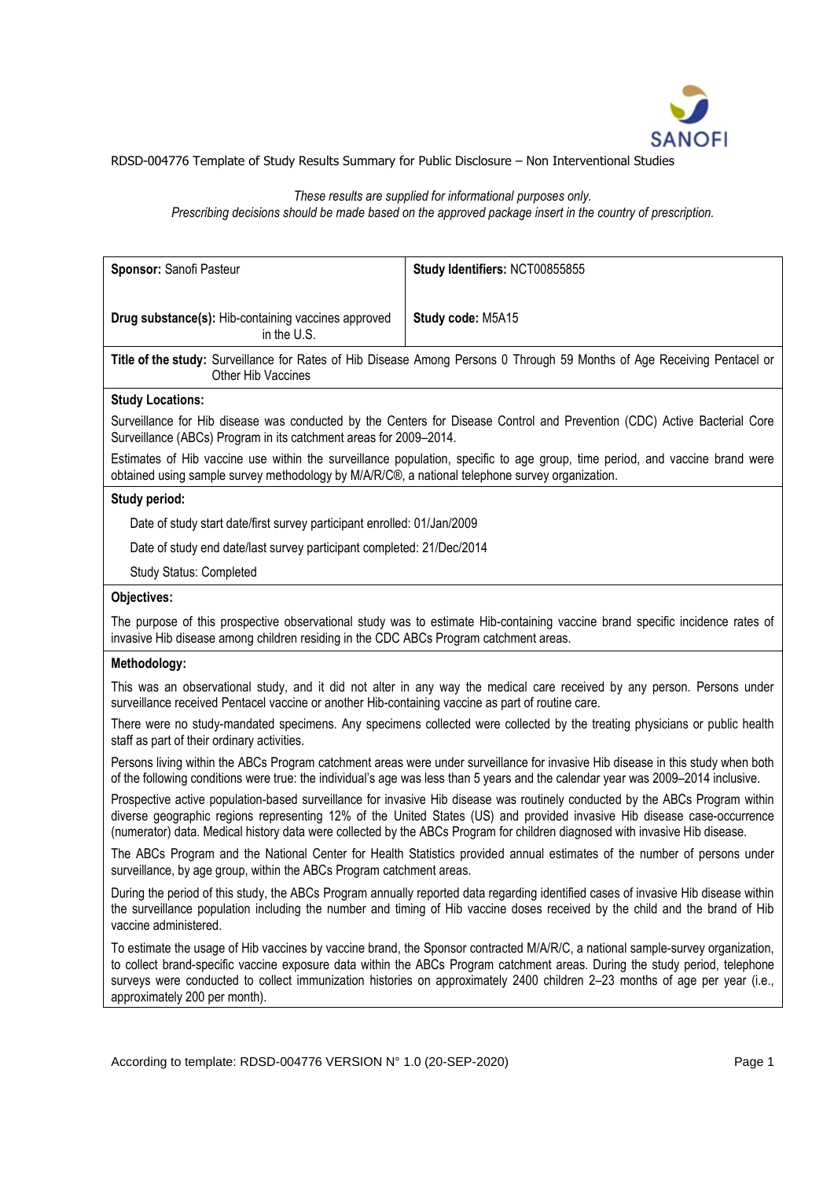RDSD-004776 Template of Study Results Summary for Public Disclosure – Non Interventional Studies

*These results are supplied for informational purposes only.*
*Prescribing decisions should be made based on the approved package insert in the country of prescription.*

| **Sponsor:** Sanofi Pasteur | **Study Identifiers:** NCT00855855 |
| --- | --- |
| **Drug substance(s):** Hib-containing vaccines approved in the U.S. | **Study code:** M5A15 |

**Title of the study:** Surveillance for Rates of Hib Disease Among Persons 0 Through 59 Months of Age Receiving Pentacel or Other Hib Vaccines

**Study Locations:**

Surveillance for Hib disease was conducted by the Centers for Disease Control and Prevention (CDC) Active Bacterial Core Surveillance (ABCs) Program in its catchment areas for 2009–2014.

Estimates of Hib vaccine use within the surveillance population, specific to age group, time period, and vaccine brand were obtained using sample survey methodology by M/A/R/C®, a national telephone survey organization.

**Study period:**

Date of study start date/first survey participant enrolled: 01/Jan/2009

Date of study end date/last survey participant completed: 21/Dec/2014

Study Status: Completed

**Objectives:**

The purpose of this prospective observational study was to estimate Hib-containing vaccine brand specific incidence rates of invasive Hib disease among children residing in the CDC ABCs Program catchment areas.

**Methodology:**

This was an observational study, and it did not alter in any way the medical care received by any person. Persons under surveillance received Pentacel vaccine or another Hib-containing vaccine as part of routine care.

There were no study-mandated specimens. Any specimens collected were collected by the treating physicians or public health staff as part of their ordinary activities.

Persons living within the ABCs Program catchment areas were under surveillance for invasive Hib disease in this study when both of the following conditions were true: the individual's age was less than 5 years and the calendar year was 2009–2014 inclusive.

Prospective active population-based surveillance for invasive Hib disease was routinely conducted by the ABCs Program within diverse geographic regions representing 12% of the United States (US) and provided invasive Hib disease case-occurrence (numerator) data. Medical history data were collected by the ABCs Program for children diagnosed with invasive Hib disease.

The ABCs Program and the National Center for Health Statistics provided annual estimates of the number of persons under surveillance, by age group, within the ABCs Program catchment areas.

During the period of this study, the ABCs Program annually reported data regarding identified cases of invasive Hib disease within the surveillance population including the number and timing of Hib vaccine doses received by the child and the brand of Hib vaccine administered.

To estimate the usage of Hib vaccines by vaccine brand, the Sponsor contracted M/A/R/C, a national sample-survey organization, to collect brand-specific vaccine exposure data within the ABCs Program catchment areas. During the study period, telephone surveys were conducted to collect immunization histories on approximately 2400 children 2–23 months of age per year (i.e., approximately 200 per month).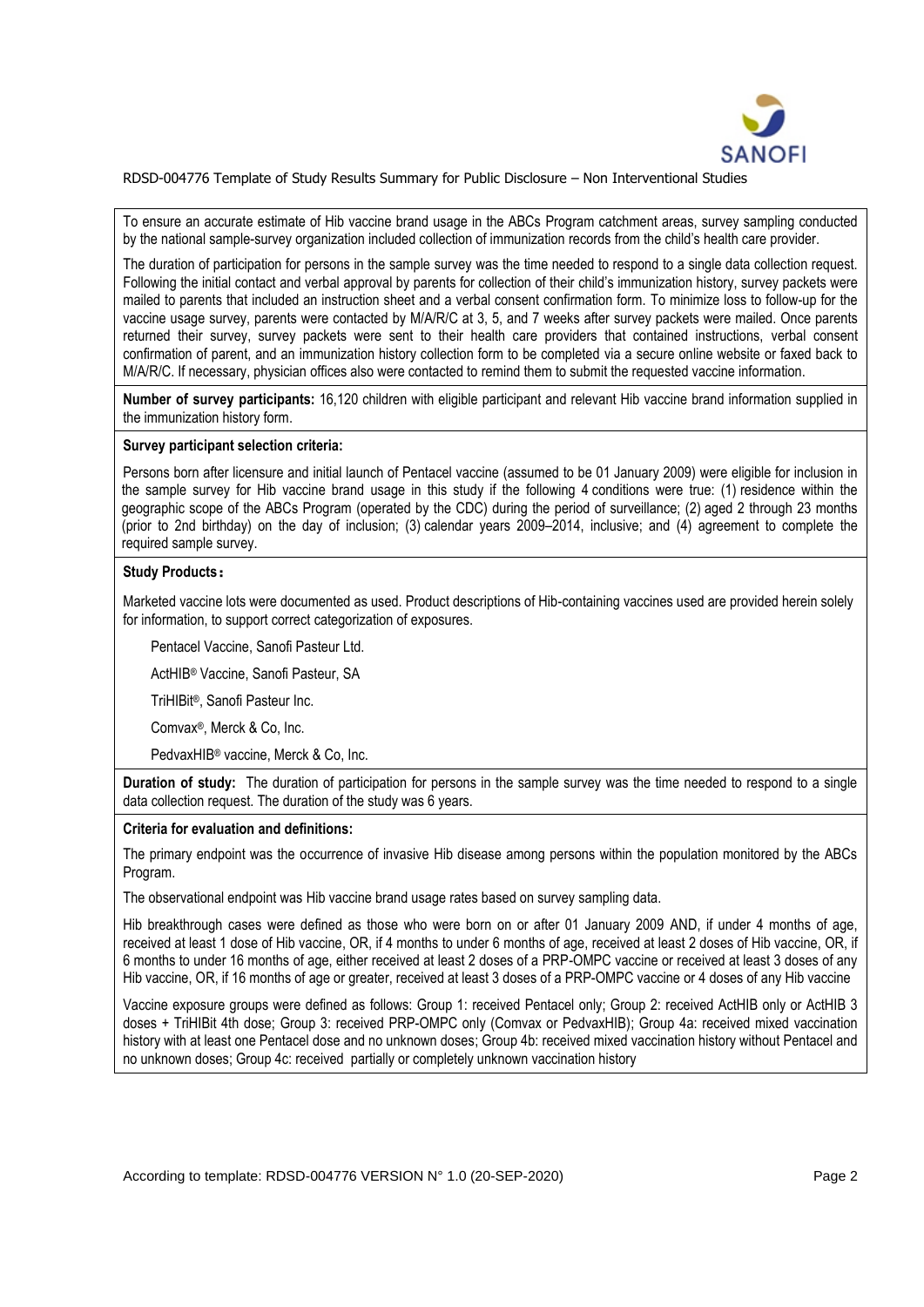To ensure an accurate estimate of Hib vaccine brand usage in the ABCs Program catchment areas, survey sampling conducted by the national sample-survey organization included collection of immunization records from the child's health care provider.

The duration of participation for persons in the sample survey was the time needed to respond to a single data collection request. Following the initial contact and verbal approval by parents for collection of their child's immunization history, survey packets were mailed to parents that included an instruction sheet and a verbal consent confirmation form. To minimize loss to follow-up for the vaccine usage survey, parents were contacted by M/A/R/C at 3, 5, and 7 weeks after survey packets were mailed. Once parents returned their survey, survey packets were sent to their health care providers that contained instructions, verbal consent confirmation of parent, and an immunization history collection form to be completed via a secure online website or faxed back to M/A/R/C. If necessary, physician offices also were contacted to remind them to submit the requested vaccine information.

**Number of survey participants:** 16,120 children with eligible participant and relevant Hib vaccine brand information supplied in the immunization history form.

**Survey participant selection criteria:**

Persons born after licensure and initial launch of Pentacel vaccine (assumed to be 01 January 2009) were eligible for inclusion in the sample survey for Hib vaccine brand usage in this study if the following 4 conditions were true: (1) residence within the geographic scope of the ABCs Program (operated by the CDC) during the period of surveillance; (2) aged 2 through 23 months (prior to 2nd birthday) on the day of inclusion; (3) calendar years 2009–2014, inclusive; and (4) agreement to complete the required sample survey.

**Study Products:**

Marketed vaccine lots were documented as used. Product descriptions of Hib-containing vaccines used are provided herein solely for information, to support correct categorization of exposures.

Pentacel Vaccine, Sanofi Pasteur Ltd.

ActHIB® Vaccine, Sanofi Pasteur, SA

TriHIBit®, Sanofi Pasteur Inc.

Comvax®, Merck & Co, Inc.

PedvaxHIB® vaccine, Merck & Co, Inc.

**Duration of study:** The duration of participation for persons in the sample survey was the time needed to respond to a single data collection request. The duration of the study was 6 years.

**Criteria for evaluation and definitions:**

The primary endpoint was the occurrence of invasive Hib disease among persons within the population monitored by the ABCs Program.

The observational endpoint was Hib vaccine brand usage rates based on survey sampling data.

Hib breakthrough cases were defined as those who were born on or after 01 January 2009 AND, if under 4 months of age, received at least 1 dose of Hib vaccine, OR, if 4 months to under 6 months of age, received at least 2 doses of Hib vaccine, OR, if 6 months to under 16 months of age, either received at least 2 doses of a PRP-OMPC vaccine or received at least 3 doses of any Hib vaccine, OR, if 16 months of age or greater, received at least 3 doses of a PRP-OMPC vaccine or 4 doses of any Hib vaccine

Vaccine exposure groups were defined as follows: Group 1: received Pentacel only; Group 2: received ActHIB only or ActHIB 3 doses + TriHIBit 4th dose; Group 3: received PRP-OMPC only (Comvax or PedvaxHIB); Group 4a: received mixed vaccination history with at least one Pentacel dose and no unknown doses; Group 4b: received mixed vaccination history without Pentacel and no unknown doses; Group 4c: received partially or completely unknown vaccination history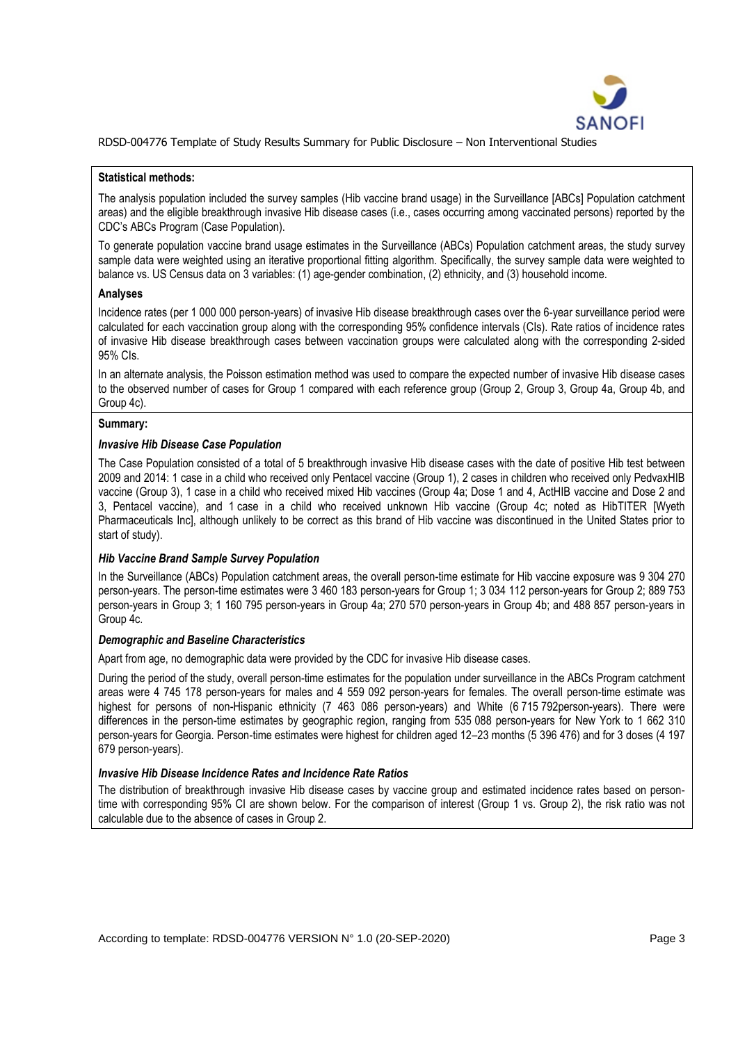**Statistical methods:**

The analysis population included the survey samples (Hib vaccine brand usage) in the Surveillance [ABCs] Population catchment areas) and the eligible breakthrough invasive Hib disease cases (i.e., cases occurring among vaccinated persons) reported by the CDC's ABCs Program (Case Population).

To generate population vaccine brand usage estimates in the Surveillance (ABCs) Population catchment areas, the study survey sample data were weighted using an iterative proportional fitting algorithm. Specifically, the survey sample data were weighted to balance vs. US Census data on 3 variables: (1) age-gender combination, (2) ethnicity, and (3) household income.

**Analyses**

Incidence rates (per 1 000 000 person-years) of invasive Hib disease breakthrough cases over the 6-year surveillance period were calculated for each vaccination group along with the corresponding 95% confidence intervals (CIs). Rate ratios of incidence rates of invasive Hib disease breakthrough cases between vaccination groups were calculated along with the corresponding 2-sided 95% CIs.

In an alternate analysis, the Poisson estimation method was used to compare the expected number of invasive Hib disease cases to the observed number of cases for Group 1 compared with each reference group (Group 2, Group 3, Group 4a, Group 4b, and Group 4c).

**Summary:**

***Invasive Hib Disease Case Population***

The Case Population consisted of a total of 5 breakthrough invasive Hib disease cases with the date of positive Hib test between 2009 and 2014: 1 case in a child who received only Pentacel vaccine (Group 1), 2 cases in children who received only PedvaxHIB vaccine (Group 3), 1 case in a child who received mixed Hib vaccines (Group 4a; Dose 1 and 4, ActHIB vaccine and Dose 2 and 3, Pentacel vaccine), and 1 case in a child who received unknown Hib vaccine (Group 4c; noted as HibTITER [Wyeth Pharmaceuticals Inc], although unlikely to be correct as this brand of Hib vaccine was discontinued in the United States prior to start of study).

***Hib Vaccine Brand Sample Survey Population***

In the Surveillance (ABCs) Population catchment areas, the overall person-time estimate for Hib vaccine exposure was 9 304 270 person-years. The person-time estimates were 3 460 183 person-years for Group 1; 3 034 112 person-years for Group 2; 889 753 person-years in Group 3; 1 160 795 person-years in Group 4a; 270 570 person-years in Group 4b; and 488 857 person-years in Group 4c.

***Demographic and Baseline Characteristics***

Apart from age, no demographic data were provided by the CDC for invasive Hib disease cases.

During the period of the study, overall person-time estimates for the population under surveillance in the ABCs Program catchment areas were 4 745 178 person-years for males and 4 559 092 person-years for females. The overall person-time estimate was highest for persons of non-Hispanic ethnicity (7 463 086 person-years) and White (6 715 792person-years). There were differences in the person-time estimates by geographic region, ranging from 535 088 person-years for New York to 1 662 310 person-years for Georgia. Person-time estimates were highest for children aged 12–23 months (5 396 476) and for 3 doses (4 197 679 person-years).

***Invasive Hib Disease Incidence Rates and Incidence Rate Ratios***

The distribution of breakthrough invasive Hib disease cases by vaccine group and estimated incidence rates based on person-time with corresponding 95% CI are shown below. For the comparison of interest (Group 1 vs. Group 2), the risk ratio was not calculable due to the absence of cases in Group 2.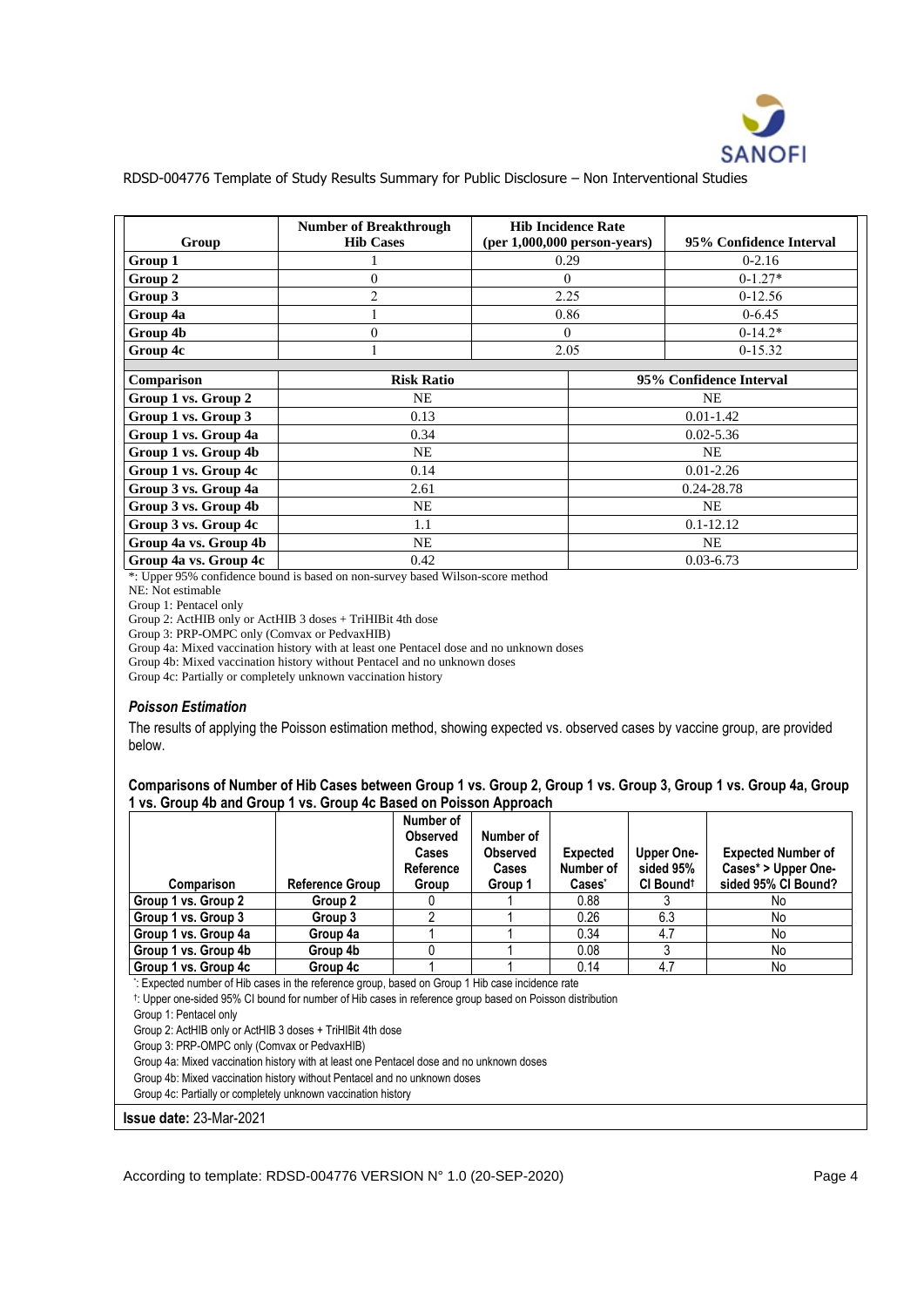| Group | Number of Breakthrough Hib Cases | Hib Incidence Rate (per 1,000,000 person-years) | 95% Confidence Interval |
|---|---|---|---|
| Group 1 | 1 | 0.29 | 0-2.16 |
| Group 2 | 0 | 0 | 0-1.27* |
| Group 3 | 2 | 2.25 | 0-12.56 |
| Group 4a | 1 | 0.86 | 0-6.45 |
| Group 4b | 0 | 0 | 0-14.2* |
| Group 4c | 1 | 2.05 | 0-15.32 |

| Comparison | Risk Ratio | 95% Confidence Interval |
|---|---|---|
| Group 1 vs. Group 2 | NE | NE |
| Group 1 vs. Group 3 | 0.13 | 0.01-1.42 |
| Group 1 vs. Group 4a | 0.34 | 0.02-5.36 |
| Group 1 vs. Group 4b | NE | NE |
| Group 1 vs. Group 4c | 0.14 | 0.01-2.26 |
| Group 3 vs. Group 4a | 2.61 | 0.24-28.78 |
| Group 3 vs. Group 4b | NE | NE |
| Group 3 vs. Group 4c | 1.1 | 0.1-12.12 |
| Group 4a vs. Group 4b | NE | NE |
| Group 4a vs. Group 4c | 0.42 | 0.03-6.73 |

*: Upper 95% confidence bound is based on non-survey based Wilson-score method

NE: Not estimable

Group 1: Pentacel only

Group 2: ActHIB only or ActHIB 3 doses + TriHIBit 4th dose

Group 3: PRP-OMPC only (Comvax or PedvaxHIB)

Group 4a: Mixed vaccination history with at least one Pentacel dose and no unknown doses

Group 4b: Mixed vaccination history without Pentacel and no unknown doses

Group 4c: Partially or completely unknown vaccination history

### *Poisson Estimation*

The results of applying the Poisson estimation method, showing expected vs. observed cases by vaccine group, are provided below.

**Comparisons of Number of Hib Cases between Group 1 vs. Group 2, Group 1 vs. Group 3, Group 1 vs. Group 4a, Group 1 vs. Group 4b and Group 1 vs. Group 4c Based on Poisson Approach**

| Comparison | Reference Group | Number of Observed Cases Reference Group | Number of Observed Cases Group 1 | Expected Number of Cases* | Upper One-sided 95% CI Bound† | Expected Number of Cases* > Upper One-sided 95% CI Bound? |
|---|---|---|---|---|---|---|
| Group 1 vs. Group 2 | Group 2 | 0 | 1 | 0.88 | 3 | No |
| Group 1 vs. Group 3 | Group 3 | 2 | 1 | 0.26 | 6.3 | No |
| Group 1 vs. Group 4a | Group 4a | 1 | 1 | 0.34 | 4.7 | No |
| Group 1 vs. Group 4b | Group 4b | 0 | 1 | 0.08 | 3 | No |
| Group 1 vs. Group 4c | Group 4c | 1 | 1 | 0.14 | 4.7 | No |

*: Expected number of Hib cases in the reference group, based on Group 1 Hib case incidence rate

†: Upper one-sided 95% CI bound for number of Hib cases in reference group based on Poisson distribution

Group 1: Pentacel only

Group 2: ActHIB only or ActHIB 3 doses + TriHIBit 4th dose

Group 3: PRP-OMPC only (Comvax or PedvaxHIB)

Group 4a: Mixed vaccination history with at least one Pentacel dose and no unknown doses

Group 4b: Mixed vaccination history without Pentacel and no unknown doses

Group 4c: Partially or completely unknown vaccination history

**Issue date:** 23-Mar-2021